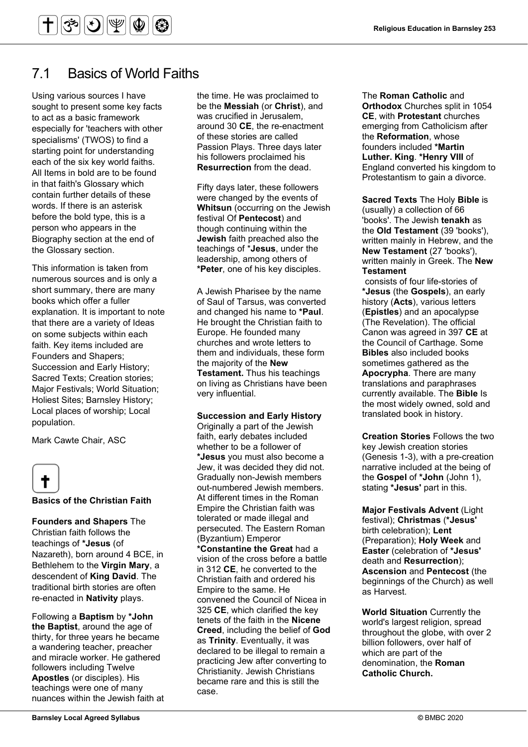## 7.1 Basics of World Faiths

Using various sources I have sought to present some key facts to act as a basic framework especially for 'teachers with other specialisms' (TWOS) to find a starting point for understanding each of the six key world faiths. All Items in bold are to be found in that faith's Glossary which contain further details of these words. If there is an asterisk before the bold type, this is a person who appears in the Biography section at the end of the Glossary section.

This information is taken from numerous sources and is only a short summary, there are many books which offer a fuller explanation. It is important to note that there are a variety of Ideas on some subjects within each faith. Key items included are Founders and Shapers; Succession and Early History; Sacred Texts; Creation stories; Major Festivals; World Situation; Holiest Sites; Barnsley History; Local places of worship; Local population.

Mark Cawte Chair, ASC

### Basics of the Christian Faith

**Founders and Shapers** The Christian faith follows the teachings of ***Jesus** (of Nazareth), born around 4 BCE, in Bethlehem to the **Virgin Mary**, a descendent of **King David**. The traditional birth stories are often re-enacted in **Nativity** plays.

Following a **Baptism** by ***John the Baptist**, around the age of thirty, for three years he became a wandering teacher, preacher and miracle worker. He gathered followers including Twelve **Apostles** (or disciples). His teachings were one of many nuances within the Jewish faith at the time. He was proclaimed to be the **Messiah** (or **Christ**), and was crucified in Jerusalem, around 30 **CE**, the re-enactment of these stories are called Passion Plays. Three days later his followers proclaimed his **Resurrection** from the dead.

Fifty days later, these followers were changed by the events of **Whitsun** (occurring on the Jewish festival Of **Pentecost**) and though continuing within the **Jewish** faith preached also the teachings of ***Jesus**, under the leadership, among others of ***Peter**, one of his key disciples.

A Jewish Pharisee by the name of Saul of Tarsus, was converted and changed his name to ***Paul**. He brought the Christian faith to Europe. He founded many churches and wrote letters to them and individuals, these form the majority of the **New Testament.** Thus his teachings on living as Christians have been very influential.

**Succession and Early History** Originally a part of the Jewish faith, early debates included whether to be a follower of ***Jesus** you must also become a Jew, it was decided they did not. Gradually non-Jewish members out-numbered Jewish members. At different times in the Roman Empire the Christian faith was tolerated or made illegal and persecuted. The Eastern Roman (Byzantium) Emperor ***Constantine the Great** had a vision of the cross before a battle in 312 **CE**, he converted to the Christian faith and ordered his Empire to the same. He convened the Council of Nicea in 325 **CE**, which clarified the key tenets of the faith in the **Nicene Creed**, including the belief of **God** as **Trinity**. Eventually, it was declared to be illegal to remain a practicing Jew after converting to Christianity. Jewish Christians became rare and this is still the case.

The **Roman Catholic** and **Orthodox** Churches split in 1054 **CE**, with **Protestant** churches emerging from Catholicism after the **Reformation**, whose founders included ***Martin Luther. King**. ***Henry VIII** of England converted his kingdom to Protestantism to gain a divorce.

**Sacred Texts** The Holy **Bible** is (usually) a collection of 66 'books'. The Jewish **tenakh** as the **Old Testament** (39 'books'), written mainly in Hebrew, and the **New Testament** (27 'books'), written mainly in Greek. The **New Testament** consists of four life-stories of ***Jesus** (the **Gospels**), an early history (**Acts**), various letters (**Epistles**) and an apocalypse (The Revelation). The official Canon was agreed in 397 **CE** at the Council of Carthage. Some **Bibles** also included books sometimes gathered as the **Apocrypha**. There are many translations and paraphrases currently available. The **Bible** Is the most widely owned, sold and translated book in history.

**Creation Stories** Follows the two key Jewish creation stories (Genesis 1-3), with a pre-creation narrative included at the being of the **Gospel** of ***John** (John 1), stating ***Jesus'** part in this.

**Major Festivals Advent** (Light festival); **Christmas** (***Jesus'** birth celebration); **Lent** (Preparation); **Holy Week** and **Easter** (celebration of ***Jesus'** death and **Resurrection**); **Ascension** and **Pentecost** (the beginnings of the Church) as well as Harvest.

**World Situation** Currently the world's largest religion, spread throughout the globe, with over 2 billion followers, over half of which are part of the denomination, the **Roman Catholic Church.**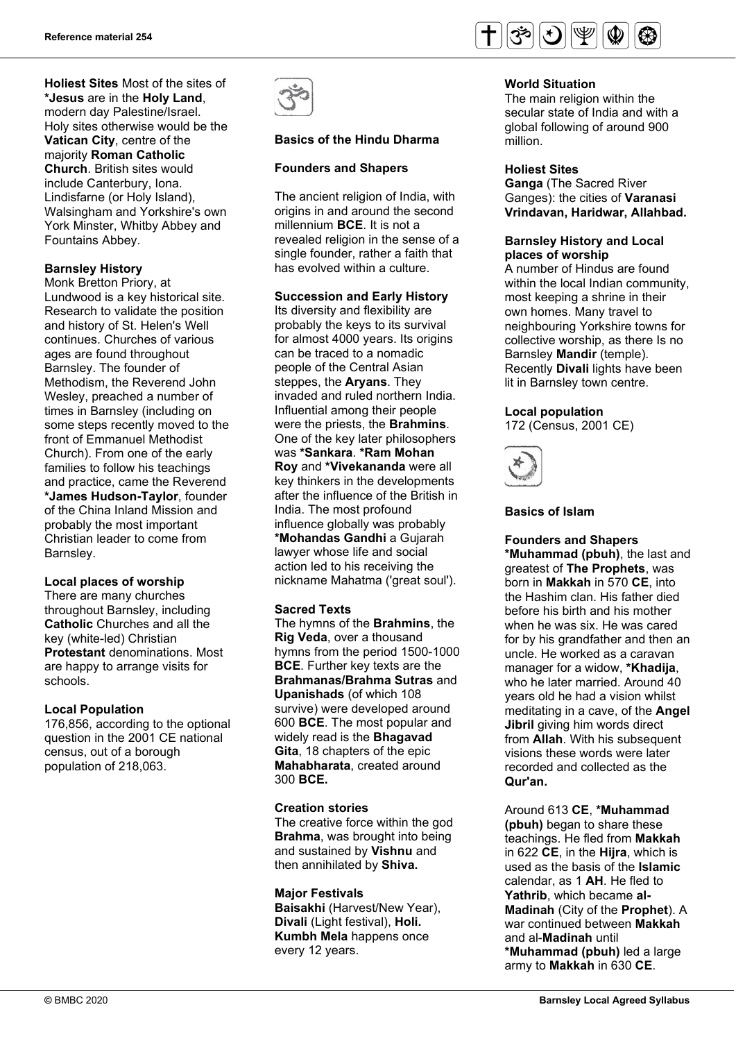**Holiest Sites** Most of the sites of ***Jesus** are in the **Holy Land**, modern day Palestine/Israel. Holy sites otherwise would be the **Vatican City**, centre of the majority **Roman Catholic Church**. British sites would include Canterbury, Iona. Lindisfarne (or Holy Island), Walsingham and Yorkshire's own York Minster, Whitby Abbey and Fountains Abbey.

**Barnsley History**
Monk Bretton Priory, at Lundwood is a key historical site. Research to validate the position and history of St. Helen's Well continues. Churches of various ages are found throughout Barnsley. The founder of Methodism, the Reverend John Wesley, preached a number of times in Barnsley (including on some steps recently moved to the front of Emmanuel Methodist Church). From one of the early families to follow his teachings and practice, came the Reverend ***James Hudson-Taylor**, founder of the China Inland Mission and probably the most important Christian leader to come from Barnsley.

**Local places of worship**
There are many churches throughout Barnsley, including **Catholic** Churches and all the key (white-led) Christian **Protestant** denominations. Most are happy to arrange visits for schools.

**Local Population**
176,856, according to the optional question in the 2001 CE national census, out of a borough population of 218,063.

## Basics of the Hindu Dharma

**Founders and Shapers**

The ancient religion of India, with origins in and around the second millennium **BCE**. It is not a revealed religion in the sense of a single founder, rather a faith that has evolved within a culture.

**Succession and Early History**
Its diversity and flexibility are probably the keys to its survival for almost 4000 years. Its origins can be traced to a nomadic people of the Central Asian steppes, the **Aryans**. They invaded and ruled northern India. Influential among their people were the priests, the **Brahmins**. One of the key later philosophers was ***Sankara**. ***Ram Mohan Roy** and ***Vivekananda** were all key thinkers in the developments after the influence of the British in India. The most profound influence globally was probably ***Mohandas Gandhi** a Gujarah lawyer whose life and social action led to his receiving the nickname Mahatma ('great soul').

**Sacred Texts**
The hymns of the **Brahmins**, the **Rig Veda**, over a thousand hymns from the period 1500-1000 **BCE**. Further key texts are the **Brahmanas/Brahma Sutras** and **Upanishads** (of which 108 survive) were developed around 600 **BCE**. The most popular and widely read is the **Bhagavad Gita**, 18 chapters of the epic **Mahabharata**, created around 300 **BCE.**

**Creation stories**
The creative force within the god **Brahma**, was brought into being and sustained by **Vishnu** and then annihilated by **Shiva.**

**Major Festivals**
**Baisakhi** (Harvest/New Year), **Divali** (Light festival), **Holi. Kumbh Mela** happens once every 12 years.

**World Situation**
The main religion within the secular state of India and with a global following of around 900 million.

**Holiest Sites**
**Ganga** (The Sacred River Ganges): the cities of **Varanasi Vrindavan, Haridwar, Allahbad.**

**Barnsley History and Local places of worship**
A number of Hindus are found within the local Indian community, most keeping a shrine in their own homes. Many travel to neighbouring Yorkshire towns for collective worship, as there Is no Barnsley **Mandir** (temple). Recently **Divali** lights have been lit in Barnsley town centre.

**Local population**
172 (Census, 2001 CE)

## Basics of Islam

**Founders and Shapers**
***Muhammad (pbuh)**, the last and greatest of **The Prophets**, was born in **Makkah** in 570 **CE**, into the Hashim clan. His father died before his birth and his mother when he was six. He was cared for by his grandfather and then an uncle. He worked as a caravan manager for a widow, ***Khadija**, who he later married. Around 40 years old he had a vision whilst meditating in a cave, of the **Angel Jibril** giving him words direct from **Allah**. With his subsequent visions these words were later recorded and collected as the **Qur'an.**

Around 613 **CE**, ***Muhammad (pbuh)** began to share these teachings. He fled from **Makkah** in 622 **CE**, in the **Hijra**, which is used as the basis of the **Islamic** calendar, as 1 **AH**. He fled to **Yathrib**, which became **al-Madinah** (City of the **Prophet**). A war continued between **Makkah** and al-**Madinah** until ***Muhammad (pbuh)** led a large army to **Makkah** in 630 **CE**.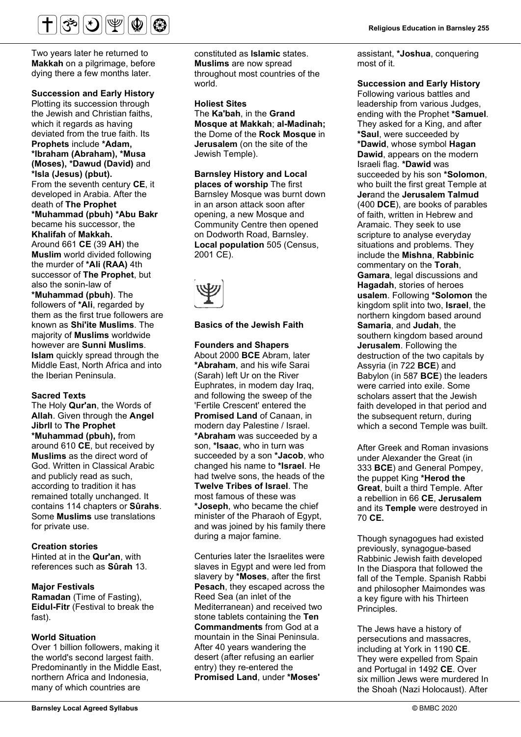Two years later he returned to **Makkah** on a pilgrimage, before dying there a few months later.

**Succession and Early History**
Plotting its succession through the Jewish and Christian faiths, which it regards as having deviated from the true faith. Its **Prophets** include ***Adam, *Ibraham (Abraham), *Musa (Moses), *Dawud (David)** and ***Isla (Jesus) (pbut).**
From the seventh century **CE**, it developed in Arabia. After the death of **The Prophet *Muhammad (pbuh) *Abu Bakr** became his successor, the **Khalifah** of **Makkah.**
Around 661 **CE** (39 **AH**) the **Muslim** world divided following the murder of ***Ali (RAA)** 4th successor of **The Prophet**, but also the sonin-law of ***Muhammad (pbuh)**. The followers of ***Ali**, regarded by them as the first true followers are known as **Shi'ite Muslims**. The majority of **Muslims** worldwide however are **Sunni Muslims**. **Islam** quickly spread through the Middle East, North Africa and into the Iberian Peninsula.

**Sacred Texts**
The Holy **Qur'an**, the Words of **Allah**. Given through the **Angel Jibrll** to **The Prophet *Muhammad (pbuh),** from around 610 **CE**, but received by **Muslims** as the direct word of God. Written in Classical Arabic and publicly read as such, according to tradition it has remained totally unchanged. It contains 114 chapters or **Sûrahs**. Some **Muslims** use translations for private use.

**Creation stories**
Hinted at in the **Qur'an**, with references such as **Sûrah** 13.

**Major Festivals**
**Ramadan** (Time of Fasting), **Eidul-Fitr** (Festival to break the fast).

**World Situation**
Over 1 billion followers, making it the world's second largest faith. Predominantly in the Middle East, northern Africa and Indonesia, many of which countries are constituted as **Islamic** states. **Muslims** are now spread throughout most countries of the world.

**Holiest Sites**
The **Ka'bah**, in the **Grand Mosque at Makkah**; **al-Madinah;** the Dome of the **Rock Mosque** in **Jerusalem** (on the site of the Jewish Temple).

**Barnsley History and Local places of worship** The first Barnsley Mosque was burnt down in an arson attack soon after opening, a new Mosque and Community Centre then opened on Dodworth Road, Barnsley. **Local population** 505 (Census, 2001 CE).

**Basics of the Jewish Faith**

**Founders and Shapers**
About 2000 **BCE** Abram, later ***Abraham**, and his wife Sarai (Sarah) left Ur on the River Euphrates, in modem day Iraq, and following the sweep of the 'Fertile Crescent' entered the **Promised Land** of Canaan, in modern day Palestine / Israel. ***Abraham** was succeeded by a son, ***Isaac**, who in turn was succeeded by a son ***Jacob**, who changed his name to ***Israel**. He had twelve sons, the heads of the **Twelve Tribes of Israel**. The most famous of these was ***Joseph**, who became the chief minister of the Pharaoh of Egypt, and was joined by his family there during a major famine.

Centuries later the Israelites were slaves in Egypt and were led from slavery by ***Moses**, after the first **Pesach**, they escaped across the Reed Sea (an inlet of the Mediterranean) and received two stone tablets containing the **Ten Commandments** from God at a mountain in the Sinai Peninsula. After 40 years wandering the desert (after refusing an earlier entry) they re-entered the **Promised Land**, under ***Moses'** assistant, ***Joshua**, conquering most of it.

**Succession and Early History**
Following various battles and leadership from various Judges, ending with the Prophet ***Samuel**. They asked for a King, and after ***Saul**, were succeeded by ***Dawid**, whose symbol **Hagan Dawid**, appears on the modern Israeli flag. ***Dawid** was succeeded by his son ***Solomon**, who built the first great Temple at **Jer**and the **Jerusalem Talmud** (400 **DCE**), are books of parables of faith, written in Hebrew and Aramaic. They seek to use scripture to analyse everyday situations and problems. They include the **Mishna**, **Rabbinic** commentary on the **Torah**, **Gamara**, legal discussions and **Hagadah**, stories of heroes **usalem**. Following ***Solomon** the kingdom split into two, **Israel**, the northern kingdom based around **Samaria**, and **Judah**, the southern kingdom based around **Jerusalem**. Following the destruction of the two capitals by Assyria (in 722 **BCE**) and Babylon (in 587 **BCE**) the leaders were carried into exile. Some scholars assert that the Jewish faith developed in that period and the subsequent return, during which a second Temple was built.

After Greek and Roman invasions under Alexander the Great (in 333 **BCE**) and General Pompey, the puppet King ***Herod the Great**, built a third Temple. After a rebellion in 66 **CE**, **Jerusalem** and its **Temple** were destroyed in 70 **CE.**

Though synagogues had existed previously, synagogue-based Rabbinic Jewish faith developed In the Diaspora that followed the fall of the Temple. Spanish Rabbi and philosopher Maimondes was a key figure with his Thirteen Principles.

The Jews have a history of persecutions and massacres, including at York in 1190 **CE**. They were expelled from Spain and Portugal in 1492 **CE**. Over six million Jews were murdered In the Shoah (Nazi Holocaust). After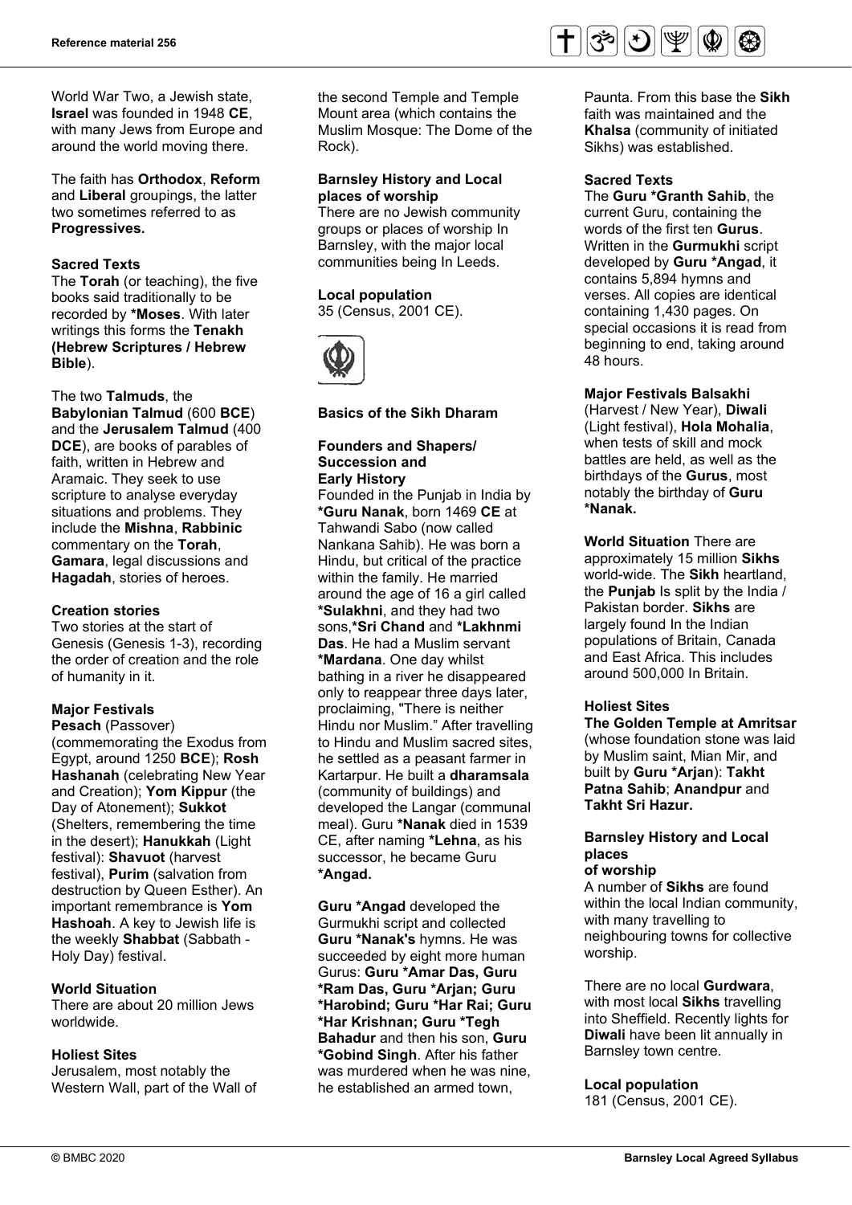World War Two, a Jewish state, **Israel** was founded in 1948 **CE**, with many Jews from Europe and around the world moving there.

The faith has **Orthodox**, **Reform** and **Liberal** groupings, the latter two sometimes referred to as **Progressives.**

### Sacred Texts

The **Torah** (or teaching), the five books said traditionally to be recorded by ***Moses**. With later writings this forms the **Tenakh (Hebrew Scriptures / Hebrew Bible**).

The two **Talmuds**, the **Babylonian Talmud** (600 **BCE**) and the **Jerusalem Talmud** (400 **DCE**), are books of parables of faith, written in Hebrew and Aramaic. They seek to use scripture to analyse everyday situations and problems. They include the **Mishna**, **Rabbinic** commentary on the **Torah**, **Gamara**, legal discussions and **Hagadah**, stories of heroes.

### Creation stories

Two stories at the start of Genesis (Genesis 1-3), recording the order of creation and the role of humanity in it.

### Major Festivals

**Pesach** (Passover) (commemorating the Exodus from Egypt, around 1250 **BCE**); **Rosh Hashanah** (celebrating New Year and Creation); **Yom Kippur** (the Day of Atonement); **Sukkot** (Shelters, remembering the time in the desert); **Hanukkah** (Light festival): **Shavuot** (harvest festival), **Purim** (salvation from destruction by Queen Esther). An important remembrance is **Yom Hashoah**. A key to Jewish life is the weekly **Shabbat** (Sabbath - Holy Day) festival.

### World Situation

There are about 20 million Jews worldwide.

### Holiest Sites

Jerusalem, most notably the Western Wall, part of the Wall of the second Temple and Temple Mount area (which contains the Muslim Mosque: The Dome of the Rock).

### Barnsley History and Local places of worship

There are no Jewish community groups or places of worship In Barnsley, with the major local communities being In Leeds.

### Local population

35 (Census, 2001 CE).

## Basics of the Sikh Dharam

### Founders and Shapers/ Succession and Early History

Founded in the Punjab in India by ***Guru Nanak**, born 1469 **CE** at Tahwandi Sabo (now called Nankana Sahib). He was born a Hindu, but critical of the practice within the family. He married around the age of 16 a girl called ***Sulakhni**, and they had two sons,***Sri Chand** and ***Lakhnmi Das**. He had a Muslim servant ***Mardana**. One day whilst bathing in a river he disappeared only to reappear three days later, proclaiming, "There is neither Hindu nor Muslim." After travelling to Hindu and Muslim sacred sites, he settled as a peasant farmer in Kartarpur. He built a **dharamsala** (community of buildings) and developed the Langar (communal meal). Guru ***Nanak** died in 1539 CE, after naming ***Lehna**, as his successor, he became Guru ***Angad.**

**Guru *Angad** developed the Gurmukhi script and collected **Guru *Nanak's** hymns. He was succeeded by eight more human Gurus: **Guru *Amar Das, Guru *Ram Das, Guru *Arjan; Guru *Harobind; Guru *Har Rai; Guru *Har Krishnan; Guru *Tegh Bahadur** and then his son, **Guru *Gobind Singh**. After his father was murdered when he was nine, he established an armed town, Paunta. From this base the **Sikh** faith was maintained and the **Khalsa** (community of initiated Sikhs) was established.

### Sacred Texts

The **Guru *Granth Sahib**, the current Guru, containing the words of the first ten **Gurus**. Written in the **Gurmukhi** script developed by **Guru *Angad**, it contains 5,894 hymns and verses. All copies are identical containing 1,430 pages. On special occasions it is read from beginning to end, taking around 48 hours.

**Major Festivals Balsakhi** (Harvest / New Year), **Diwali** (Light festival), **Hola Mohalia**, when tests of skill and mock battles are held, as well as the birthdays of the **Gurus**, most notably the birthday of **Guru *Nanak.**

**World Situation** There are approximately 15 million **Sikhs** world-wide. The **Sikh** heartland, the **Punjab** Is split by the India / Pakistan border. **Sikhs** are largely found In the Indian populations of Britain, Canada and East Africa. This includes around 500,000 In Britain.

### Holiest Sites

**The Golden Temple at Amritsar** (whose foundation stone was laid by Muslim saint, Mian Mir, and built by **Guru *Arjan**): **Takht Patna Sahib**; **Anandpur** and **Takht Sri Hazur.**

### Barnsley History and Local places of worship

A number of **Sikhs** are found within the local Indian community, with many travelling to neighbouring towns for collective worship.

There are no local **Gurdwara**, with most local **Sikhs** travelling into Sheffield. Recently lights for **Diwali** have been lit annually in Barnsley town centre.

### Local population

181 (Census, 2001 CE).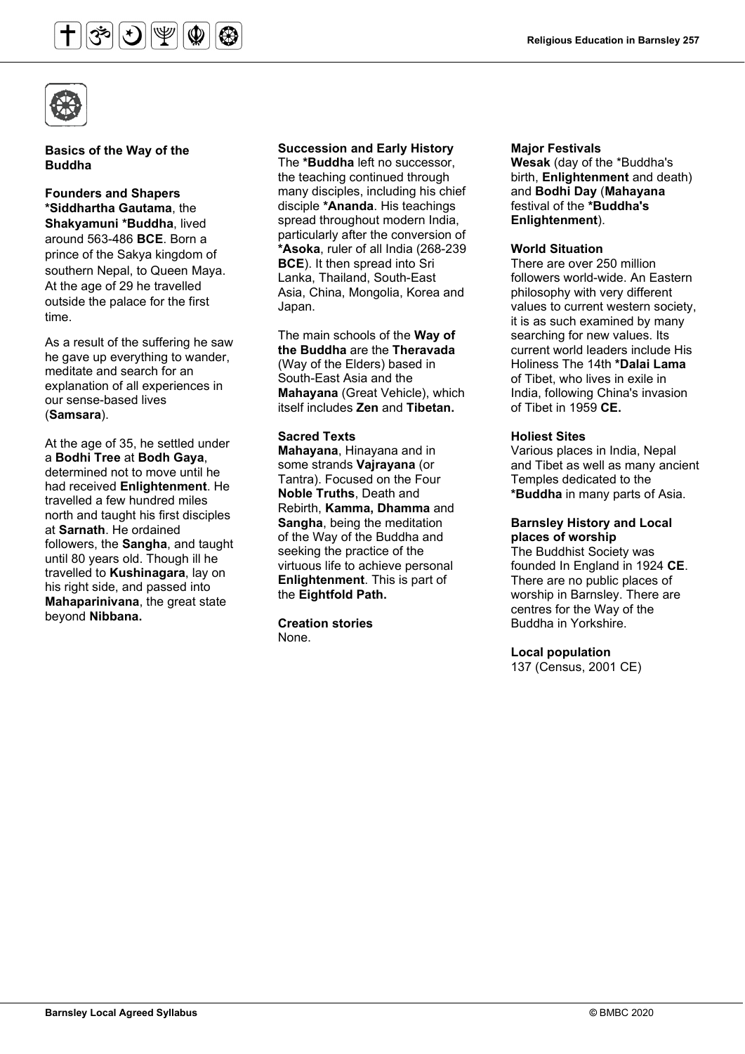## Basics of the Way of the Buddha

**Founders and Shapers**
***Siddhartha Gautama**, the **Shakyamuni *Buddha**, lived around 563-486 **BCE**. Born a prince of the Sakya kingdom of southern Nepal, to Queen Maya. At the age of 29 he travelled outside the palace for the first time.

As a result of the suffering he saw he gave up everything to wander, meditate and search for an explanation of all experiences in our sense-based lives (**Samsara**).

At the age of 35, he settled under a **Bodhi Tree** at **Bodh Gaya**, determined not to move until he had received **Enlightenment**. He travelled a few hundred miles north and taught his first disciples at **Sarnath**. He ordained followers, the **Sangha**, and taught until 80 years old. Though ill he travelled to **Kushinagara**, lay on his right side, and passed into **Mahaparinivana**, the great state beyond **Nibbana.**

**Succession and Early History**
The ***Buddha** left no successor, the teaching continued through many disciples, including his chief disciple ***Ananda**. His teachings spread throughout modern India, particularly after the conversion of ***Asoka**, ruler of all India (268-239 **BCE**). It then spread into Sri Lanka, Thailand, South-East Asia, China, Mongolia, Korea and Japan.

The main schools of the **Way of the Buddha** are the **Theravada** (Way of the Elders) based in South-East Asia and the **Mahayana** (Great Vehicle), which itself includes **Zen** and **Tibetan.**

**Sacred Texts**
**Mahayana**, Hinayana and in some strands **Vajrayana** (or Tantra). Focused on the Four **Noble Truths**, Death and Rebirth, **Kamma, Dhamma** and **Sangha**, being the meditation of the Way of the Buddha and seeking the practice of the virtuous life to achieve personal **Enlightenment**. This is part of the **Eightfold Path.**

**Creation stories**
None.

**Major Festivals**
**Wesak** (day of the *Buddha's birth, **Enlightenment** and death) and **Bodhi Day** (**Mahayana** festival of the ***Buddha's Enlightenment**).

**World Situation**
There are over 250 million followers world-wide. An Eastern philosophy with very different values to current western society, it is as such examined by many searching for new values. Its current world leaders include His Holiness The 14th ***Dalai Lama** of Tibet, who lives in exile in India, following China's invasion of Tibet in 1959 **CE.**

**Holiest Sites**
Various places in India, Nepal and Tibet as well as many ancient Temples dedicated to the ***Buddha** in many parts of Asia.

**Barnsley History and Local places of worship**
The Buddhist Society was founded In England in 1924 **CE**. There are no public places of worship in Barnsley. There are centres for the Way of the Buddha in Yorkshire.

**Local population**
137 (Census, 2001 CE)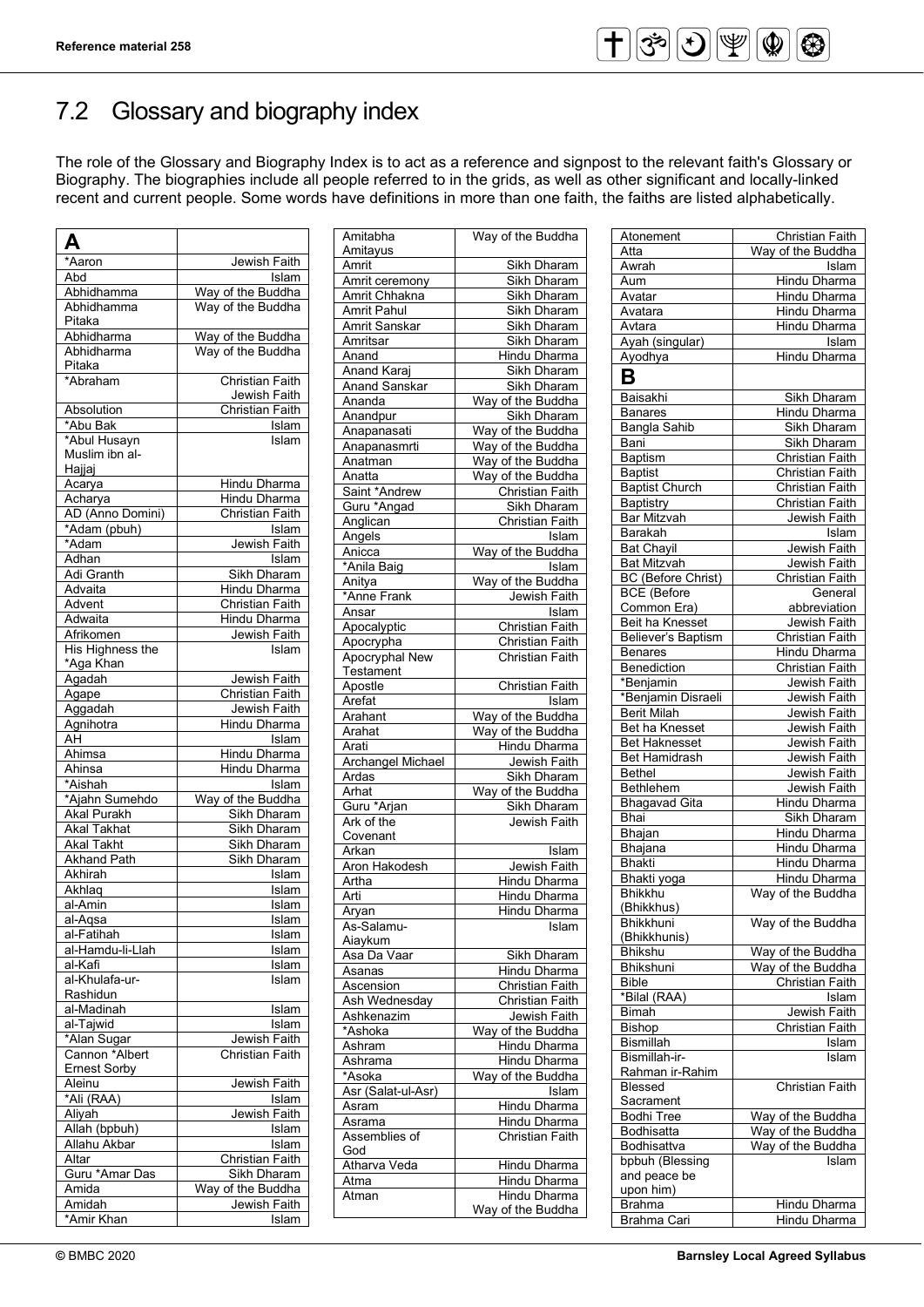# 7.2 Glossary and biography index

The role of the Glossary and Biography Index is to act as a reference and signpost to the relevant faith's Glossary or Biography. The biographies include all people referred to in the grids, as well as other significant and locally-linked recent and current people. Some words have definitions in more than one faith, the faiths are listed alphabetically.

| **A** | |
|---|---|
| *Aaron | Jewish Faith |
| Abd | Islam |
| Abhidhamma | Way of the Buddha |
| Abhidhamma Pitaka | Way of the Buddha |
| Abhidharma | Way of the Buddha |
| Abhidharma Pitaka | Way of the Buddha |
| *Abraham | Christian Faith<br>Jewish Faith |
| Absolution | Christian Faith |
| *Abu Bak | Islam |
| *Abul Husayn Muslim ibn al-Hajjaj | Islam |
| Acarya | Hindu Dharma |
| Acharya | Hindu Dharma |
| AD (Anno Domini) | Christian Faith |
| *Adam (pbuh) | Islam |
| *Adam | Jewish Faith |
| Adhan | Islam |
| Adi Granth | Sikh Dharam |
| Advaita | Hindu Dharma |
| Advent | Christian Faith |
| Adwaita | Hindu Dharma |
| Afrikomen | Jewish Faith |
| His Highness the *Aga Khan | Islam |
| Agadah | Jewish Faith |
| Agape | Christian Faith |
| Aggadah | Jewish Faith |
| Agnihotra | Hindu Dharma |
| AH | Islam |
| Ahimsa | Hindu Dharma |
| Ahinsa | Hindu Dharma |
| *Aishah | Islam |
| *Ajahn Sumehdo | Way of the Buddha |
| Akal Purakh | Sikh Dharam |
| Akal Takhat | Sikh Dharam |
| Akal Takht | Sikh Dharam |
| Akhand Path | Sikh Dharam |
| Akhirah | Islam |
| Akhlaq | Islam |
| al-Amin | Islam |
| al-Aqsa | Islam |
| al-Fatihah | Islam |
| al-Hamdu-li-Llah | Islam |
| al-Kafi | Islam |
| al-Khulafa-ur-Rashidun | Islam |
| al-Madinah | Islam |
| al-Tajwid | Islam |
| *Alan Sugar | Jewish Faith |
| Cannon *Albert Ernest Sorby | Christian Faith |
| Aleinu | Jewish Faith |
| *Ali (RAA) | Islam |
| Aliyah | Jewish Faith |
| Allah (bpbuh) | Islam |
| Allahu Akbar | Islam |
| Altar | Christian Faith |
| Guru *Amar Das | Sikh Dharam |
| Amida | Way of the Buddha |
| Amidah | Jewish Faith |
| *Amir Khan | Islam |
| Amitabha Amitayus | Way of the Buddha |
| Amrit | Sikh Dharam |
| Amrit ceremony | Sikh Dharam |
| Amrit Chhakna | Sikh Dharam |
| Amrit Pahul | Sikh Dharam |
| Amrit Sanskar | Sikh Dharam |
| Amritsar | Sikh Dharam |
| Anand | Hindu Dharma |
| Anand Karaj | Sikh Dharam |
| Anand Sanskar | Sikh Dharam |
| Ananda | Way of the Buddha |
| Anandpur | Sikh Dharam |
| Anapanasati | Way of the Buddha |
| Anapanasmrti | Way of the Buddha |
| Anatman | Way of the Buddha |
| Anatta | Way of the Buddha |
| Saint *Andrew | Christian Faith |
| Guru *Angad | Sikh Dharam |
| Anglican | Christian Faith |
| Angels | Islam |
| Anicca | Way of the Buddha |
| *Anila Baig | Islam |
| Anitya | Way of the Buddha |
| *Anne Frank | Jewish Faith |
| Ansar | Islam |
| Apocalyptic | Christian Faith |
| Apocrypha | Christian Faith |
| Apocryphal New Testament | Christian Faith |
| Apostle | Christian Faith |
| Arefat | Islam |
| Arahant | Way of the Buddha |
| Arahat | Way of the Buddha |
| Arati | Hindu Dharma |
| Archangel Michael | Jewish Faith |
| Ardas | Sikh Dharam |
| Arhat | Way of the Buddha |
| Guru *Arjan | Sikh Dharam |
| Ark of the Covenant | Jewish Faith |
| Arkan | Islam |
| Aron Hakodesh | Jewish Faith |
| Artha | Hindu Dharma |
| Arti | Hindu Dharma |
| Aryan | Hindu Dharma |
| As-Salamu-Aiaykum | Islam |
| Asa Da Vaar | Sikh Dharam |
| Asanas | Hindu Dharma |
| Ascension | Christian Faith |
| Ash Wednesday | Christian Faith |
| Ashkenazim | Jewish Faith |
| *Ashoka | Way of the Buddha |
| Ashram | Hindu Dharma |
| Ashrama | Hindu Dharma |
| *Asoka | Way of the Buddha |
| Asr (Salat-ul-Asr) | Islam |
| Asram | Hindu Dharma |
| Asrama | Hindu Dharma |
| Assemblies of God | Christian Faith |
| Atharva Veda | Hindu Dharma |
| Atma | Hindu Dharma |
| Atman | Hindu Dharma<br>Way of the Buddha |
| Atonement | Christian Faith |
| Atta | Way of the Buddha |
| Awrah | Islam |
| Aum | Hindu Dharma |
| Avatar | Hindu Dharma |
| Avatara | Hindu Dharma |
| Avtara | Hindu Dharma |
| Ayah (singular) | Islam |
| Ayodhya | Hindu Dharma |
| **B** | |
| Baisakhi | Sikh Dharam |
| Banares | Hindu Dharma |
| Bangla Sahib | Sikh Dharam |
| Bani | Sikh Dharam |
| Baptism | Christian Faith |
| Baptist | Christian Faith |
| Baptist Church | Christian Faith |
| Baptistry | Christian Faith |
| Bar Mitzvah | Jewish Faith |
| Barakah | Islam |
| Bat Chayil | Jewish Faith |
| Bat Mitzvah | Jewish Faith |
| BC (Before Christ) | Christian Faith |
| BCE (Before Common Era) | General abbreviation |
| Beit ha Knesset | Jewish Faith |
| Believer's Baptism | Christian Faith |
| Benares | Hindu Dharma |
| Benediction | Christian Faith |
| *Benjamin | Jewish Faith |
| *Benjamin Disraeli | Jewish Faith |
| Berit Milah | Jewish Faith |
| Bet ha Knesset | Jewish Faith |
| Bet Haknesset | Jewish Faith |
| Bet Hamidrash | Jewish Faith |
| Bethel | Jewish Faith |
| Bethlehem | Jewish Faith |
| Bhagavad Gita | Hindu Dharma |
| Bhai | Sikh Dharam |
| Bhajan | Hindu Dharma |
| Bhajana | Hindu Dharma |
| Bhakti | Hindu Dharma |
| Bhakti yoga | Hindu Dharma |
| Bhikkhu (Bhikkhus) | Way of the Buddha |
| Bhikkhuni (Bhikkhunis) | Way of the Buddha |
| Bhikshu | Way of the Buddha |
| Bhikshuni | Way of the Buddha |
| Bible | Christian Faith |
| *Bilal (RAA) | Islam |
| Bimah | Jewish Faith |
| Bishop | Christian Faith |
| Bismillah | Islam |
| Bismillah-ir-Rahman ir-Rahim | Islam |
| Blessed Sacrament | Christian Faith |
| Bodhi Tree | Way of the Buddha |
| Bodhisatta | Way of the Buddha |
| Bodhisattva | Way of the Buddha |
| bpbuh (Blessing and peace be upon him) | Islam |
| Brahma | Hindu Dharma |
| Brahma Cari | Hindu Dharma |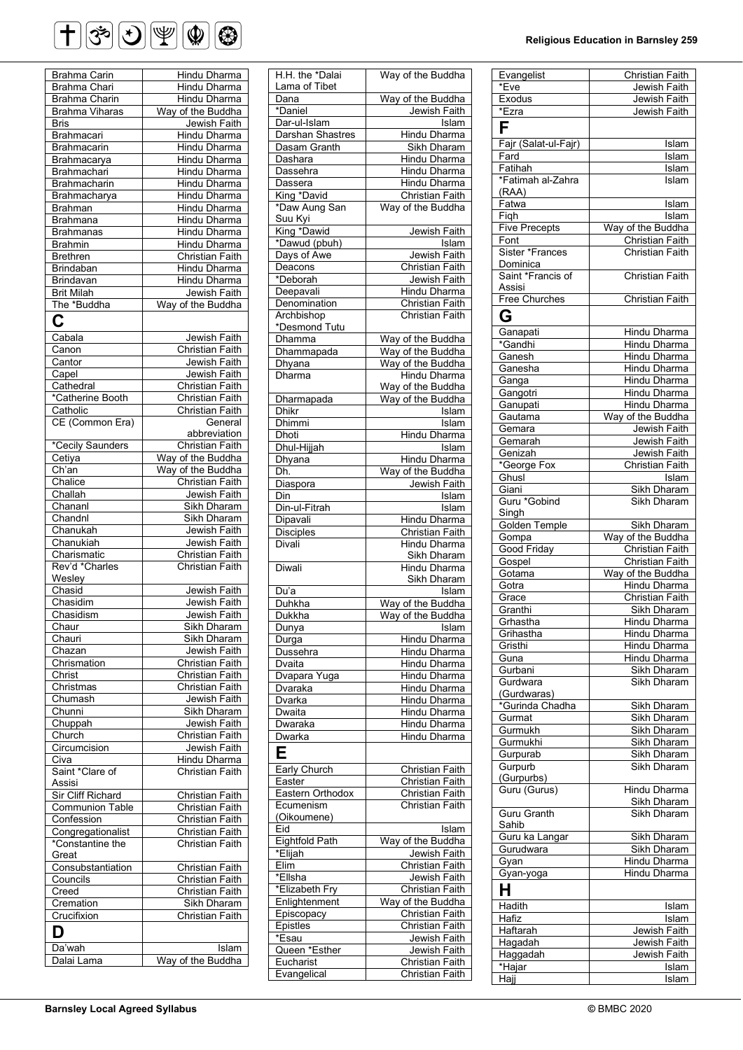| | |
|---|---|
| Brahma Carin | Hindu Dharma |
| Brahma Chari | Hindu Dharma |
| Brahma Charin | Hindu Dharma |
| Brahma Viharas | Way of the Buddha |
| Bris | Jewish Faith |
| Brahmacari | Hindu Dharma |
| Brahmacarin | Hindu Dharma |
| Brahmacarya | Hindu Dharma |
| Brahmachari | Hindu Dharma |
| Brahmacharin | Hindu Dharma |
| Brahmacharya | Hindu Dharma |
| Brahman | Hindu Dharma |
| Brahmana | Hindu Dharma |
| Brahmanas | Hindu Dharma |
| Brahmin | Hindu Dharma |
| Brethren | Christian Faith |
| Brindaban | Hindu Dharma |
| Brindavan | Hindu Dharma |
| Brit Milah | Jewish Faith |
| The *Buddha | Way of the Buddha |
| **C** | |
| Cabala | Jewish Faith |
| Canon | Christian Faith |
| Cantor | Jewish Faith |
| Capel | Jewish Faith |
| Cathedral | Christian Faith |
| *Catherine Booth | Christian Faith |
| Catholic | Christian Faith |
| CE (Common Era) | General abbreviation |
| *Cecily Saunders | Christian Faith |
| Cetiya | Way of the Buddha |
| Ch'an | Way of the Buddha |
| Chalice | Christian Faith |
| Challah | Jewish Faith |
| Chananl | Sikh Dharam |
| Chandnl | Sikh Dharam |
| Chanukah | Jewish Faith |
| Chanukiah | Jewish Faith |
| Charismatic | Christian Faith |
| Rev'd *Charles Wesley | Christian Faith |
| Chasid | Jewish Faith |
| Chasidim | Jewish Faith |
| Chasidism | Jewish Faith |
| Chaur | Sikh Dharam |
| Chauri | Sikh Dharam |
| Chazan | Jewish Faith |
| Chrismation | Christian Faith |
| Christ | Christian Faith |
| Christmas | Christian Faith |
| Chumash | Jewish Faith |
| Chunni | Sikh Dharam |
| Chuppah | Jewish Faith |
| Church | Christian Faith |
| Circumcision | Jewish Faith |
| Civa | Hindu Dharma |
| Saint *Clare of Assisi | Christian Faith |
| Sir Cliff Richard | Christian Faith |
| Communion Table | Christian Faith |
| Confession | Christian Faith |
| Congregationalist | Christian Faith |
| *Constantine the Great | Christian Faith |
| Consubstantiation | Christian Faith |
| Councils | Christian Faith |
| Creed | Christian Faith |
| Cremation | Sikh Dharam |
| Crucifixion | Christian Faith |
| **D** | |
| Da'wah | Islam |
| Dalai Lama | Way of the Buddha |
| H.H. the *Dalai Lama of Tibet | Way of the Buddha |
| Dana | Way of the Buddha |
| *Daniel | Jewish Faith |
| Dar-ul-Islam | Islam |
| Darshan Shastres | Hindu Dharma |
| Dasam Granth | Sikh Dharam |
| Dashara | Hindu Dharma |
| Dassehra | Hindu Dharma |
| Dassera | Hindu Dharma |
| King *David | Christian Faith |
| *Daw Aung San Suu Kyi | Way of the Buddha |
| King *Dawid | Jewish Faith |
| *Dawud (pbuh) | Islam |
| Days of Awe | Jewish Faith |
| Deacons | Christian Faith |
| *Deborah | Jewish Faith |
| Deepavali | Hindu Dharma |
| Denomination | Christian Faith |
| Archbishop *Desmond Tutu | Christian Faith |
| Dhamma | Way of the Buddha |
| Dhammapada | Way of the Buddha |
| Dhyana | Way of the Buddha |
| Dharma | Hindu Dharma<br>Way of the Buddha |
| Dharmapada | Way of the Buddha |
| Dhikr | Islam |
| Dhimmi | Islam |
| Dhoti | Hindu Dharma |
| Dhul-Hijjah | Islam |
| Dhyana | Hindu Dharma |
| Dh. | Way of the Buddha |
| Diaspora | Jewish Faith |
| Din | Islam |
| Din-ul-Fitrah | Islam |
| Dipavali | Hindu Dharma |
| Disciples | Christian Faith |
| Divali | Hindu Dharma<br>Sikh Dharam |
| Diwali | Hindu Dharma<br>Sikh Dharam |
| Du'a | Islam |
| Duhkha | Way of the Buddha |
| Dukkha | Way of the Buddha |
| Dunya | Islam |
| Durga | Hindu Dharma |
| Dussehra | Hindu Dharma |
| Dvaita | Hindu Dharma |
| Dvapara Yuga | Hindu Dharma |
| Dvaraka | Hindu Dharma |
| Dvarka | Hindu Dharma |
| Dwaita | Hindu Dharma |
| Dwaraka | Hindu Dharma |
| Dwarka | Hindu Dharma |
| **E** | |
| Early Church | Christian Faith |
| Easter | Christian Faith |
| Eastern Orthodox | Christian Faith |
| Ecumenism (Oikoumene) | Christian Faith |
| Eid | Islam |
| Eightfold Path | Way of the Buddha |
| *Elijah | Jewish Faith |
| Elim | Christian Faith |
| *Ellsha | Jewish Faith |
| *Elizabeth Fry | Christian Faith |
| Enlightenment | Way of the Buddha |
| Episcopacy | Christian Faith |
| Epistles | Christian Faith |
| *Esau | Jewish Faith |
| Queen *Esther | Jewish Faith |
| Eucharist | Christian Faith |
| Evangelical | Christian Faith |
| Evangelist | Christian Faith |
| *Eve | Jewish Faith |
| Exodus | Jewish Faith |
| *Ezra | Jewish Faith |
| **F** | |
| Fajr (Salat-ul-Fajr) | Islam |
| Fard | Islam |
| Fatihah | Islam |
| *Fatimah al-Zahra (RAA) | Islam |
| Fatwa | Islam |
| Fiqh | Islam |
| Five Precepts | Way of the Buddha |
| Font | Christian Faith |
| Sister *Frances Dominica | Christian Faith |
| Saint *Francis of Assisi | Christian Faith |
| Free Churches | Christian Faith |
| **G** | |
| Ganapati | Hindu Dharma |
| *Gandhi | Hindu Dharma |
| Ganesh | Hindu Dharma |
| Ganesha | Hindu Dharma |
| Ganga | Hindu Dharma |
| Gangotri | Hindu Dharma |
| Ganupati | Hindu Dharma |
| Gautama | Way of the Buddha |
| Gemara | Jewish Faith |
| Gemarah | Jewish Faith |
| Genizah | Jewish Faith |
| *George Fox | Christian Faith |
| Ghusl | Islam |
| Giani | Sikh Dharam |
| Guru *Gobind Singh | Sikh Dharam |
| Golden Temple | Sikh Dharam |
| Gompa | Way of the Buddha |
| Good Friday | Christian Faith |
| Gospel | Christian Faith |
| Gotama | Way of the Buddha |
| Gotra | Hindu Dharma |
| Grace | Christian Faith |
| Granthi | Sikh Dharam |
| Grhastha | Hindu Dharma |
| Grihastha | Hindu Dharma |
| Gristhi | Hindu Dharma |
| Guna | Hindu Dharma |
| Gurbani | Sikh Dharam |
| Gurdwara (Gurdwaras) | Sikh Dharam |
| *Gurinda Chadha | Sikh Dharam |
| Gurmat | Sikh Dharam |
| Gurmukh | Sikh Dharam |
| Gurmukhi | Sikh Dharam |
| Gurpurab | Sikh Dharam |
| Gurpurb (Gurpurbs) | Sikh Dharam |
| Guru (Gurus) | Hindu Dharma<br>Sikh Dharam |
| Guru Granth Sahib | Sikh Dharam |
| Guru ka Langar | Sikh Dharam |
| Gurudwara | Sikh Dharam |
| Gyan | Hindu Dharma |
| Gyan-yoga | Hindu Dharma |
| **H** | |
| Hadith | Islam |
| Hafiz | Islam |
| Haftarah | Jewish Faith |
| Hagadah | Jewish Faith |
| Haggadah | Jewish Faith |
| *Hajar | Islam |
| Hajj | Islam |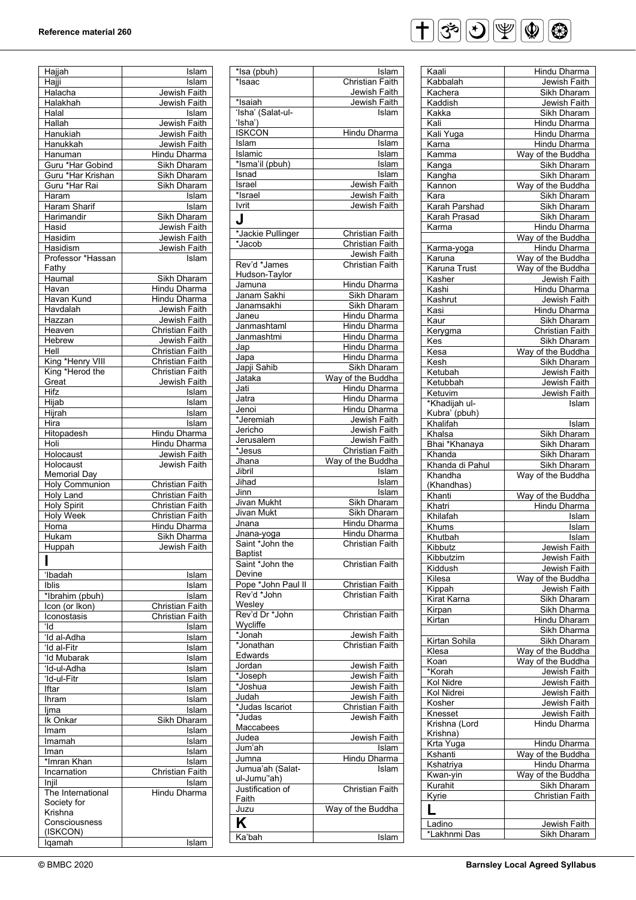| Term | Religion |
|---|---|
| Hajjah | Islam |
| Hajji | Islam |
| Halacha | Jewish Faith |
| Halakhah | Jewish Faith |
| Halal | Islam |
| Hallah | Jewish Faith |
| Hanukiah | Jewish Faith |
| Hanukkah | Jewish Faith |
| Hanuman | Hindu Dharma |
| Guru *Har Gobind | Sikh Dharam |
| Guru *Har Krishan | Sikh Dharam |
| Guru *Har Rai | Sikh Dharam |
| Haram | Islam |
| Haram Sharif | Islam |
| Harimandir | Sikh Dharam |
| Hasid | Jewish Faith |
| Hasidim | Jewish Faith |
| Hasidism | Jewish Faith |
| Professor *Hassan Fathy | Islam |
| Haumal | Sikh Dharam |
| Havan | Hindu Dharma |
| Havan Kund | Hindu Dharma |
| Havdalah | Jewish Faith |
| Hazzan | Jewish Faith |
| Heaven | Christian Faith |
| Hebrew | Jewish Faith |
| Hell | Christian Faith |
| King *Henry VIII | Christian Faith |
| King *Herod the Great | Christian Faith<br>Jewish Faith |
| Hifz | Islam |
| Hijab | Islam |
| Hijrah | Islam |
| Hira | Islam |
| Hitopadesh | Hindu Dharma |
| Holi | Hindu Dharma |
| Holocaust | Jewish Faith |
| Holocaust Memorial Day | Jewish Faith |
| Holy Communion | Christian Faith |
| Holy Land | Christian Faith |
| Holy Spirit | Christian Faith |
| Holy Week | Christian Faith |
| Homa | Hindu Dharma |
| Hukam | Sikh Dharma |
| Huppah | Jewish Faith |
| **I** | |
| 'Ibadah | Islam |
| Iblis | Islam |
| *Ibrahim (pbuh) | Islam |
| Icon (or Ikon) | Christian Faith |
| Iconostasis | Christian Faith |
| 'Id | Islam |
| 'Id al-Adha | Islam |
| 'Id al-Fitr | Islam |
| 'Id Mubarak | Islam |
| 'Id-ul-Adha | Islam |
| 'Id-ul-Fitr | Islam |
| Iftar | Islam |
| Ihram | Islam |
| Ijma | Islam |
| Ik Onkar | Sikh Dharam |
| Imam | Islam |
| Imamah | Islam |
| Iman | Islam |
| *Imran Khan | Islam |
| Incarnation | Christian Faith |
| Injil | Islam |
| The International Society for Krishna Consciousness (ISKCON) | Hindu Dharma |
| Iqamah | Islam |
| *Isa (pbuh) | Islam |
| *Isaac | Christian Faith<br>Jewish Faith |
| *Isaiah | Jewish Faith |
| 'Isha' (Salat-ul-'Isha') | Islam |
| ISKCON | Hindu Dharma |
| Islam | Islam |
| Islamic | Islam |
| *Isma'il (pbuh) | Islam |
| Isnad | Islam |
| Israel | Jewish Faith |
| *Israel | Jewish Faith |
| Ivrit | Jewish Faith |
| **J** | |
| *Jackie Pullinger | Christian Faith |
| *Jacob | Christian Faith<br>Jewish Faith |
| Rev'd *James Hudson-Taylor | Christian Faith |
| Jamuna | Hindu Dharma |
| Janam Sakhi | Sikh Dharam |
| Janamsakhi | Sikh Dharam |
| Janeu | Hindu Dharma |
| Janmashtaml | Hindu Dharma |
| Janmashtmi | Hindu Dharma |
| Jap | Hindu Dharma |
| Japa | Hindu Dharma |
| Japji Sahib | Sikh Dharam |
| Jataka | Way of the Buddha |
| Jati | Hindu Dharma |
| Jatra | Hindu Dharma |
| Jenoi | Hindu Dharma |
| *Jeremiah | Jewish Faith |
| Jericho | Jewish Faith |
| Jerusalem | Jewish Faith |
| *Jesus | Christian Faith |
| Jhana | Way of the Buddha |
| Jibril | Islam |
| Jihad | Islam |
| Jinn | Islam |
| Jivan Mukht | Sikh Dharam |
| Jivan Mukt | Sikh Dharam |
| Jnana | Hindu Dharma |
| Jnana-yoga | Hindu Dharma |
| Saint *John the Baptist | Christian Faith |
| Saint *John the Devine | Christian Faith |
| Pope *John Paul II | Christian Faith |
| Rev'd *John Wesley | Christian Faith |
| Rev'd Dr *John Wycliffe | Christian Faith |
| *Jonah | Jewish Faith |
| *Jonathan Edwards | Christian Faith |
| Jordan | Jewish Faith |
| *Joseph | Jewish Faith |
| *Joshua | Jewish Faith |
| Judah | Jewish Faith |
| *Judas Iscariot | Christian Faith |
| *Judas Maccabees | Jewish Faith |
| Judea | Jewish Faith |
| Jum'ah | Islam |
| Jumna | Hindu Dharma |
| Jumua'ah (Salat-ul-Jumu''ah) | Islam |
| Justification of Faith | Christian Faith |
| Juzu | Way of the Buddha |
| **K** | |
| Ka'bah | Islam |
| Kaali | Hindu Dharma |
| Kabbalah | Jewish Faith |
| Kachera | Sikh Dharam |
| Kaddish | Jewish Faith |
| Kakka | Sikh Dharam |
| Kali | Hindu Dharma |
| Kali Yuga | Hindu Dharma |
| Karna | Hindu Dharma |
| Kamma | Way of the Buddha |
| Kanga | Sikh Dharam |
| Kangha | Sikh Dharam |
| Kannon | Way of the Buddha |
| Kara | Sikh Dharam |
| Karah Parshad | Sikh Dharam |
| Karah Prasad | Sikh Dharam |
| Karma | Hindu Dharma<br>Way of the Buddha |
| Karma-yoga | Hindu Dharma |
| Karuna | Way of the Buddha |
| Karuna Trust | Way of the Buddha |
| Kasher | Jewish Faith |
| Kashi | Hindu Dharma |
| Kashrut | Jewish Faith |
| Kasi | Hindu Dharma |
| Kaur | Sikh Dharam |
| Kerygma | Christian Faith |
| Kes | Sikh Dharam |
| Kesa | Way of the Buddha |
| Kesh | Sikh Dharam |
| Ketubah | Jewish Faith |
| Ketubbah | Jewish Faith |
| Ketuvim | Jewish Faith |
| *Khadijah ul-Kubra' (pbuh) | Islam |
| Khalifah | Islam |
| Khalsa | Sikh Dharam |
| Bhai *Khanaya | Sikh Dharam |
| Khanda | Sikh Dharam |
| Khanda di Pahul | Sikh Dharam |
| Khandha (Khandhas) | Way of the Buddha |
| Khanti | Way of the Buddha |
| Khatri | Hindu Dharma |
| Khilafah | Islam |
| Khums | Islam |
| Khutbah | Islam |
| Kibbutz | Jewish Faith |
| Kibbutzim | Jewish Faith |
| Kiddush | Jewish Faith |
| Kilesa | Way of the Buddha |
| Kippah | Jewish Faith |
| Kirat Karna | Sikh Dharam |
| Kirpan | Sikh Dharma |
| Kirtan | Hindu Dharam<br>Sikh Dharma |
| Kirtan Sohila | Sikh Dharam |
| Klesa | Way of the Buddha |
| Koan | Way of the Buddha |
| *Korah | Jewish Faith |
| Kol Nidre | Jewish Faith |
| Kol Nidrei | Jewish Faith |
| Kosher | Jewish Faith |
| Knesset | Jewish Faith |
| Krishna (Lord Krishna) | Hindu Dharma |
| Krta Yuga | Hindu Dharma |
| Kshanti | Way of the Buddha |
| Kshatriya | Hindu Dharma |
| Kwan-yin | Way of the Buddha |
| Kurahit | Sikh Dharam |
| Kyrie | Christian Faith |
| **L** | |
| Ladino | Jewish Faith |
| *Lakhnmi Das | Sikh Dharam |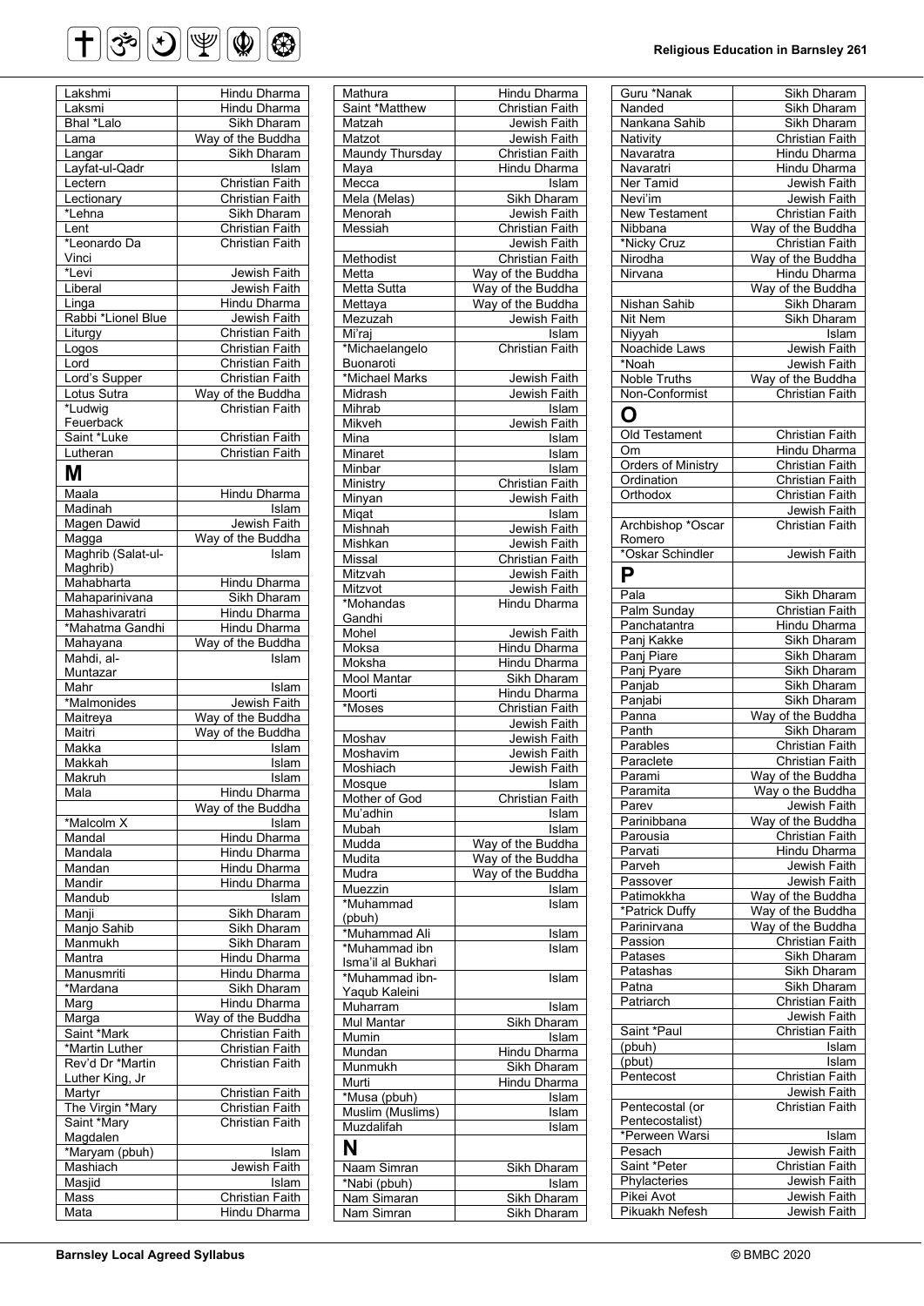| | |
|---|---|
| Lakshmi | Hindu Dharma |
| Laksmi | Hindu Dharma |
| Bhal *Lalo | Sikh Dharam |
| Lama | Way of the Buddha |
| Langar | Sikh Dharam |
| Layfat-ul-Qadr | Islam |
| Lectern | Christian Faith |
| Lectionary | Christian Faith |
| *Lehna | Sikh Dharam |
| Lent | Christian Faith |
| *Leonardo Da Vinci | Christian Faith |
| *Levi | Jewish Faith |
| Liberal | Jewish Faith |
| Linga | Hindu Dharma |
| Rabbi *Lionel Blue | Jewish Faith |
| Liturgy | Christian Faith |
| Logos | Christian Faith |
| Lord | Christian Faith |
| Lord's Supper | Christian Faith |
| Lotus Sutra | Way of the Buddha |
| *Ludwig Feuerback | Christian Faith |
| Saint *Luke | Christian Faith |
| Lutheran | Christian Faith |
| **M** | |
| Maala | Hindu Dharma |
| Madinah | Islam |
| Magen Dawid | Jewish Faith |
| Magga | Way of the Buddha |
| Maghrib (Salat-ul-Maghrib) | Islam |
| Mahabharta | Hindu Dharma |
| Mahaparinivana | Sikh Dharam |
| Mahashivaratri | Hindu Dharma |
| *Mahatma Gandhi | Hindu Dharma |
| Mahayana | Way of the Buddha |
| Mahdi, al-Muntazar | Islam |
| Mahr | Islam |
| *Malmonides | Jewish Faith |
| Maitreya | Way of the Buddha |
| Maitri | Way of the Buddha |
| Makka | Islam |
| Makkah | Islam |
| Makruh | Islam |
| Mala | Hindu Dharma |
| | Way of the Buddha |
| *Malcolm X | Islam |
| Mandal | Hindu Dharma |
| Mandala | Hindu Dharma |
| Mandan | Hindu Dharma |
| Mandir | Hindu Dharma |
| Mandub | Islam |
| Manji | Sikh Dharam |
| Manjo Sahib | Sikh Dharam |
| Manmukh | Sikh Dharam |
| Mantra | Hindu Dharma |
| Manusmriti | Hindu Dharma |
| *Mardana | Sikh Dharam |
| Marg | Hindu Dharma |
| Marga | Way of the Buddha |
| Saint *Mark | Christian Faith |
| *Martin Luther | Christian Faith |
| Rev'd Dr *Martin Luther King, Jr | Christian Faith |
| Martyr | Christian Faith |
| The Virgin *Mary | Christian Faith |
| Saint *Mary Magdalen | Christian Faith |
| *Maryam (pbuh) | Islam |
| Mashiach | Jewish Faith |
| Masjid | Islam |
| Mass | Christian Faith |
| Mata | Hindu Dharma |
| Mathura | Hindu Dharma |
| Saint *Matthew | Christian Faith |
| Matzah | Jewish Faith |
| Matzot | Jewish Faith |
| Maundy Thursday | Christian Faith |
| Maya | Hindu Dharma |
| Mecca | Islam |
| Mela (Melas) | Sikh Dharam |
| Menorah | Jewish Faith |
| Messiah | Christian Faith |
| | Jewish Faith |
| Methodist | Christian Faith |
| Metta | Way of the Buddha |
| Metta Sutta | Way of the Buddha |
| Mettaya | Way of the Buddha |
| Mezuzah | Jewish Faith |
| Mi'raj | Islam |
| *Michaelangelo Buonaroti | Christian Faith |
| *Michael Marks | Jewish Faith |
| Midrash | Jewish Faith |
| Mihrab | Islam |
| Mikveh | Jewish Faith |
| Mina | Islam |
| Minaret | Islam |
| Minbar | Islam |
| Ministry | Christian Faith |
| Minyan | Jewish Faith |
| Miqat | Islam |
| Mishnah | Jewish Faith |
| Mishkan | Jewish Faith |
| Missal | Christian Faith |
| Mitzvah | Jewish Faith |
| Mitzvot | Jewish Faith |
| *Mohandas Gandhi | Hindu Dharma |
| Mohel | Jewish Faith |
| Moksa | Hindu Dharma |
| Moksha | Hindu Dharma |
| Mool Mantar | Sikh Dharam |
| Moorti | Hindu Dharma |
| *Moses | Christian Faith |
| | Jewish Faith |
| Moshav | Jewish Faith |
| Moshavim | Jewish Faith |
| Moshiach | Jewish Faith |
| Mosque | Islam |
| Mother of God | Christian Faith |
| Mu'adhin | Islam |
| Mubah | Islam |
| Mudda | Way of the Buddha |
| Mudita | Way of the Buddha |
| Mudra | Way of the Buddha |
| Muezzin | Islam |
| *Muhammad (pbuh) | Islam |
| *Muhammad Ali | Islam |
| *Muhammad ibn Isma'il al Bukhari | Islam |
| *Muhammad ibn-Yaqub Kaleini | Islam |
| Muharram | Islam |
| Mul Mantar | Sikh Dharam |
| Mumin | Islam |
| Mundan | Hindu Dharma |
| Munmukh | Sikh Dharam |
| Murti | Hindu Dharma |
| *Musa (pbuh) | Islam |
| Muslim (Muslims) | Islam |
| Muzdalifah | Islam |
| **N** | |
| Naam Simran | Sikh Dharam |
| *Nabi (pbuh) | Islam |
| Nam Simaran | Sikh Dharam |
| Nam Simran | Sikh Dharam |
| Guru *Nanak | Sikh Dharam |
| Nanded | Sikh Dharam |
| Nankana Sahib | Sikh Dharam |
| Nativity | Christian Faith |
| Navaratra | Hindu Dharma |
| Navaratri | Hindu Dharma |
| Ner Tamid | Jewish Faith |
| Nevi'im | Jewish Faith |
| New Testament | Christian Faith |
| Nibbana | Way of the Buddha |
| *Nicky Cruz | Christian Faith |
| Nirodha | Way of the Buddha |
| Nirvana | Hindu Dharma |
| | Way of the Buddha |
| Nishan Sahib | Sikh Dharam |
| Nit Nem | Sikh Dharam |
| Niyyah | Islam |
| Noachide Laws | Jewish Faith |
| *Noah | Jewish Faith |
| Noble Truths | Way of the Buddha |
| Non-Conformist | Christian Faith |
| **O** | |
| Old Testament | Christian Faith |
| Om | Hindu Dharma |
| Orders of Ministry | Christian Faith |
| Ordination | Christian Faith |
| Orthodox | Christian Faith |
| | Jewish Faith |
| Archbishop *Oscar Romero | Christian Faith |
| *Oskar Schindler | Jewish Faith |
| **P** | |
| Pala | Sikh Dharam |
| Palm Sunday | Christian Faith |
| Panchatantra | Hindu Dharma |
| Panj Kakke | Sikh Dharam |
| Panj Piare | Sikh Dharam |
| Panj Pyare | Sikh Dharam |
| Panjab | Sikh Dharam |
| Panjabi | Sikh Dharam |
| Panna | Way of the Buddha |
| Panth | Sikh Dharam |
| Parables | Christian Faith |
| Paraclete | Christian Faith |
| Parami | Way of the Buddha |
| Paramita | Way o the Buddha |
| Parev | Jewish Faith |
| Parinibbana | Way of the Buddha |
| Parousia | Christian Faith |
| Parvati | Hindu Dharma |
| Parveh | Jewish Faith |
| Passover | Jewish Faith |
| Patimokkha | Way of the Buddha |
| *Patrick Duffy | Way of the Buddha |
| Parinirvana | Way of the Buddha |
| Passion | Christian Faith |
| Patases | Sikh Dharam |
| Patashas | Sikh Dharam |
| Patna | Sikh Dharam |
| Patriarch | Christian Faith |
| | Jewish Faith |
| Saint *Paul | Christian Faith |
| (pbuh) | Islam |
| (pbut) | Islam |
| Pentecost | Christian Faith |
| | Jewish Faith |
| Pentecostal (or Pentecostalist) | Christian Faith |
| *Perween Warsi | Islam |
| Pesach | Jewish Faith |
| Saint *Peter | Christian Faith |
| Phylacteries | Jewish Faith |
| Pikei Avot | Jewish Faith |
| Pikuakh Nefesh | Jewish Faith |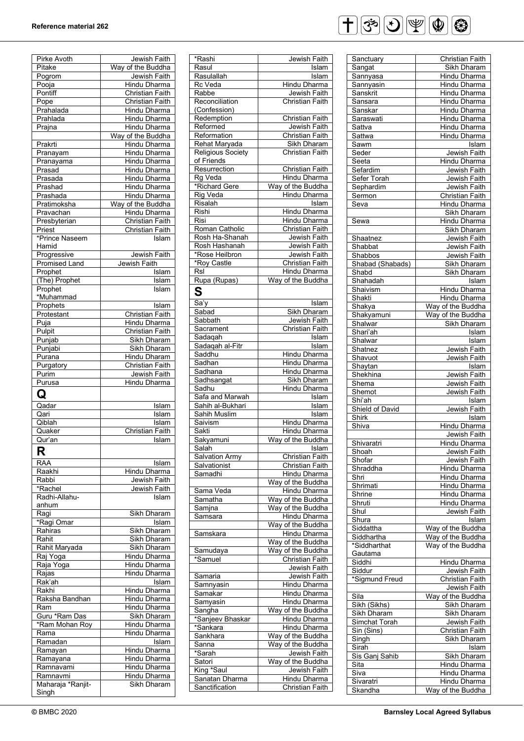| | |
|---|---|
| Pirke Avoth | Jewish Faith |
| Pitake | Way of the Buddha |
| Pogrom | Jewish Faith |
| Pooja | Hindu Dharma |
| Pontiff | Christian Faith |
| Pope | Christian Faith |
| Prahalada | Hindu Dharma |
| Prahlada | Hindu Dharma |
| Prajna | Hindu Dharma |
| | Way of the Buddha |
| Prakrti | Hindu Dharma |
| Pranayam | Hindu Dharma |
| Pranayama | Hindu Dharma |
| Prasad | Hindu Dharma |
| Prasada | Hindu Dharma |
| Prashad | Hindu Dharma |
| Prashada | Hindu Dharma |
| Pratimoksha | Way of the Buddha |
| Pravachan | Hindu Dharma |
| Presbyterian | Christian Faith |
| Priest | Christian Faith |
| *Prince Naseem Hamid | Islam |
| Progressive | Jewish Faith |
| Promised Land | Jewish Faith |
| Prophet | Islam |
| (The) Prophet | Islam |
| Prophet *Muhammad | Islam |
| Prophets | Islam |
| Protestant | Christian Faith |
| Puja | Hindu Dharma |
| Pulpit | Christian Faith |
| Punjab | Sikh Dharam |
| Punjabi | Sikh Dharam |
| Purana | Hindu Dharam |
| Purgatory | Christian Faith |
| Purim | Jewish Faith |
| Purusa | Hindu Dharma |
| **Q** | |
| Qadar | Islam |
| Qari | Islam |
| Qiblah | Islam |
| Quaker | Christian Faith |
| Qur'an | Islam |
| **R** | |
| RAA | Islam |
| Raakhi | Hindu Dharma |
| Rabbi | Jewish Faith |
| *Rachel | Jewish Faith |
| Radhi-Allahu-anhum | Islam |
| Ragi | Sikh Dharam |
| *Ragi Omar | Islam |
| Rahiras | Sikh Dharam |
| Rahit | Sikh Dharam |
| Rahit Maryada | Sikh Dharam |
| Raj Yoga | Hindu Dharma |
| Raja Yoga | Hindu Dharma |
| Rajas | Hindu Dharma |
| Rak'ah | Islam |
| Rakhi | Hindu Dharma |
| Raksha Bandhan | Hindu Dharma |
| Ram | Hindu Dharma |
| Guru *Ram Das | Sikh Dharam |
| *Ram Mohan Roy | Hindu Dharma |
| Rama | Hindu Dharma |
| Ramadan | Islam |
| Ramayan | Hindu Dharma |
| Ramayana | Hindu Dharma |
| Ramnavami | Hindu Dharma |
| Ramnavmi | Hindu Dharma |
| Maharaja *Ranjit-Singh | Sikh Dharam |
| *Rashi | Jewish Faith |
| Rasul | Islam |
| Rasulallah | Islam |
| Rc Veda | Hindu Dharma |
| Rabbe | Jewish Faith |
| Reconciliation (Confession) | Christian Faith |
| Redemption | Christian Faith |
| Reformed | Jewish Faith |
| Reformation | Christian Faith |
| Rehat Maryada | Sikh Dharam |
| Religious Society of Friends | Christian Faith |
| Resurrection | Christian Faith |
| Rg Veda | Hindu Dharma |
| *Richard Gere | Way of the Buddha |
| Rig Veda | Hindu Dharma |
| Risalah | Islam |
| Rishi | Hindu Dharma |
| Risi | Hindu Dharma |
| Roman Catholic | Christian Faith |
| Rosh Ha-Shanah | Jewish Faith |
| Rosh Hashanah | Jewish Faith |
| *Rose Heilbron | Jewish Faith |
| *Roy Castle | Christian Faith |
| Rsl | Hindu Dharma |
| Rupa (Rupas) | Way of the Buddha |
| **S** | |
| Sa'y | Islam |
| Sabad | Sikh Dharam |
| Sabbath | Jewish Faith |
| Sacrament | Christian Faith |
| Sadaqah | Islam |
| Sadaqah al-Fitr | Islam |
| Saddhu | Hindu Dharma |
| Sadhan | Hindu Dharma |
| Sadhana | Hindu Dharma |
| Sadhsangat | Sikh Dharam |
| Sadhu | Hindu Dharma |
| Safa and Marwah | Islam |
| Sahih al-Bukhari | Islam |
| Sahih Muslim | Islam |
| Saivism | Hindu Dharma |
| Sakti | Hindu Dharma |
| Sakyamuni | Way of the Buddha |
| Salah | Islam |
| Salvation Army | Christian Faith |
| Salvationist | Christian Faith |
| Samadhi | Hindu Dharma |
| | Way of the Buddha |
| Sama Veda | Hindu Dharma |
| Samatha | Way of the Buddha |
| Samjna | Way of the Buddha |
| Samsara | Hindu Dharma |
| | Way of the Buddha |
| Samskara | Hindu Dharma |
| | Way of the Buddha |
| Samudaya | Way of the Buddha |
| *Samuel | Christian Faith |
| | Jewish Faith |
| Samaria | Jewish Faith |
| Samnyasin | Hindu Dharma |
| Samakar | Hindu Dharma |
| Samyasin | Hindu Dharma |
| Sangha | Way of the Buddha |
| *Sanjeev Bhaskar | Hindu Dharma |
| *Sankara | Hindu Dharma |
| Sankhara | Way of the Buddha |
| Sanna | Way of the Buddha |
| *Sarah | Jewish Faith |
| Satori | Way of the Buddha |
| King *Saul | Jewish Faith |
| Sanatan Dharma | Hindu Dharma |
| Sanctification | Christian Faith |
| Sanctuary | Christian Faith |
| Sangat | Sikh Dharam |
| Sannyasa | Hindu Dharma |
| Sannyasin | Hindu Dharma |
| Sanskrit | Hindu Dharma |
| Sansara | Hindu Dharma |
| Sanskar | Hindu Dharma |
| Saraswati | Hindu Dharma |
| Sattva | Hindu Dharma |
| Sattwa | Hindu Dharma |
| Sawm | Islam |
| Seder | Jewish Faith |
| Seeta | Hindu Dharma |
| Sefardim | Jewish Faith |
| Sefer Torah | Jewish Faith |
| Sephardim | Jewish Faith |
| Sermon | Christian Faith |
| Seva | Hindu Dharma |
| | Sikh Dharam |
| Sewa | Hindu Dharma |
| | Sikh Dharam |
| Shaatnez | Jewish Faith |
| Shabbat | Jewish Faith |
| Shabbos | Jewish Faith |
| Shabad (Shabads) | Sikh Dharam |
| Shabd | Sikh Dharam |
| Shahadah | Islam |
| Shaivism | Hindu Dharma |
| Shakti | Hindu Dharma |
| Shakya | Way of the Buddha |
| Shakyamuni | Way of the Buddha |
| Shalwar | Sikh Dharam |
| Shari'ah | Islam |
| Shalwar | Islam |
| Shatnez | Jewish Faith |
| Shavuot | Jewish Faith |
| Shaytan | Islam |
| Shekhina | Jewish Faith |
| Shema | Jewish Faith |
| Shemot | Jewish Faith |
| Shi'ah | Islam |
| Shield of David | Jewish Faith |
| Shirk | Islam |
| Shiva | Hindu Dharma |
| | Jewish Faith |
| Shivaratri | Hindu Dharma |
| Shoah | Jewish Faith |
| Shofar | Jewish Faith |
| Shraddha | Hindu Dharma |
| Shri | Hindu Dharma |
| Shrimati | Hindu Dharma |
| Shrine | Hindu Dharma |
| Shruti | Hindu Dharma |
| Shul | Jewish Faith |
| Shura | Islam |
| Siddattha | Way of the Buddha |
| Siddhartha | Way of the Buddha |
| *Siddharthat Gautama | Way of the Buddha |
| Siddhi | Hindu Dharma |
| Siddur | Jewish Faith |
| *Sigmund Freud | Christian Faith |
| | Jewish Faith |
| Sila | Way of the Buddha |
| Sikh (Sikhs) | Sikh Dharam |
| Sikh Dharam | Sikh Dharam |
| Simchat Torah | Jewish Faith |
| Sin (Sins) | Christian Faith |
| Singh | Sikh Dharam |
| Sirah | Islam |
| Sis Ganj Sahib | Sikh Dharam |
| Sita | Hindu Dharma |
| Siva | Hindu Dharma |
| Sivaratri | Hindu Dharma |
| Skandha | Way of the Buddha |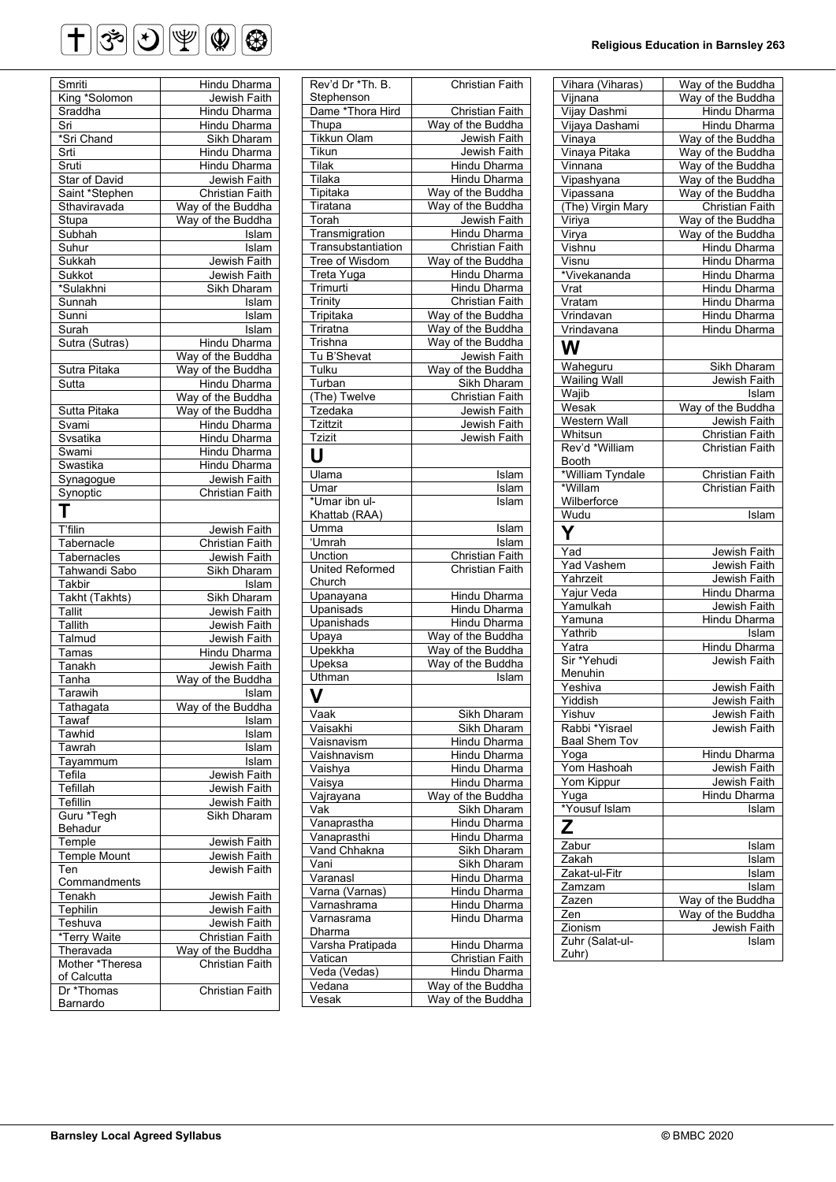| | |
|---|---|
| Smriti | Hindu Dharma |
| King *Solomon | Jewish Faith |
| Sraddha | Hindu Dharma |
| Sri | Hindu Dharma |
| *Sri Chand | Sikh Dharam |
| Srti | Hindu Dharma |
| Sruti | Hindu Dharma |
| Star of David | Jewish Faith |
| Saint *Stephen | Christian Faith |
| Sthaviravada | Way of the Buddha |
| Stupa | Way of the Buddha |
| Subhah | Islam |
| Suhur | Islam |
| Sukkah | Jewish Faith |
| Sukkot | Jewish Faith |
| *Sulakhni | Sikh Dharam |
| Sunnah | Islam |
| Sunni | Islam |
| Surah | Islam |
| Sutra (Sutras) | Hindu Dharma |
| | Way of the Buddha |
| Sutra Pitaka | Way of the Buddha |
| Sutta | Hindu Dharma |
| | Way of the Buddha |
| Sutta Pitaka | Way of the Buddha |
| Svami | Hindu Dharma |
| Svsatika | Hindu Dharma |
| Swami | Hindu Dharma |
| Swastika | Hindu Dharma |
| Synagogue | Jewish Faith |
| Synoptic | Christian Faith |
| **T** | |
| T'filin | Jewish Faith |
| Tabernacle | Christian Faith |
| Tabernacles | Jewish Faith |
| Tahwandi Sabo | Sikh Dharam |
| Takbir | Islam |
| Takht (Takhts) | Sikh Dharam |
| Tallit | Jewish Faith |
| Tallith | Jewish Faith |
| Talmud | Jewish Faith |
| Tamas | Hindu Dharma |
| Tanakh | Jewish Faith |
| Tanha | Way of the Buddha |
| Tarawih | Islam |
| Tathagata | Way of the Buddha |
| Tawaf | Islam |
| Tawhid | Islam |
| Tawrah | Islam |
| Tayammum | Islam |
| Tefila | Jewish Faith |
| Tefillah | Jewish Faith |
| Tefillin | Jewish Faith |
| Guru *Tegh Behadur | Sikh Dharam |
| Temple | Jewish Faith |
| Temple Mount | Jewish Faith |
| Ten Commandments | Jewish Faith |
| Tenakh | Jewish Faith |
| Tephilin | Jewish Faith |
| Teshuva | Jewish Faith |
| *Terry Waite | Christian Faith |
| Theravada | Way of the Buddha |
| Mother *Theresa of Calcutta | Christian Faith |
| Dr *Thomas Barnardo | Christian Faith |
| Rev'd Dr *Th. B. Stephenson | Christian Faith |
| Dame *Thora Hird | Christian Faith |
| Thupa | Way of the Buddha |
| Tikkun Olam | Jewish Faith |
| Tikun | Jewish Faith |
| Tilak | Hindu Dharma |
| Tilaka | Hindu Dharma |
| Tipitaka | Way of the Buddha |
| Tiratana | Way of the Buddha |
| Torah | Jewish Faith |
| Transmigration | Hindu Dharma |
| Transubstantiation | Christian Faith |
| Tree of Wisdom | Way of the Buddha |
| Treta Yuga | Hindu Dharma |
| Trimurti | Hindu Dharma |
| Trinity | Christian Faith |
| Tripitaka | Way of the Buddha |
| Triratna | Way of the Buddha |
| Trishna | Way of the Buddha |
| Tu B'Shevat | Jewish Faith |
| Tulku | Way of the Buddha |
| Turban | Sikh Dharam |
| (The) Twelve | Christian Faith |
| Tzedaka | Jewish Faith |
| Tzittzit | Jewish Faith |
| Tzizit | Jewish Faith |
| **U** | |
| Ulama | Islam |
| Umar | Islam |
| *Umar ibn ul-Khattab (RAA) | Islam |
| Umma | Islam |
| 'Umrah | Islam |
| Unction | Christian Faith |
| United Reformed Church | Christian Faith |
| Upanayana | Hindu Dharma |
| Upanisads | Hindu Dharma |
| Upanishads | Hindu Dharma |
| Upaya | Way of the Buddha |
| Upekkha | Way of the Buddha |
| Upeksa | Way of the Buddha |
| Uthman | Islam |
| **V** | |
| Vaak | Sikh Dharam |
| Vaisakhi | Sikh Dharam |
| Vaisnavism | Hindu Dharma |
| Vaishnavism | Hindu Dharma |
| Vaishya | Hindu Dharma |
| Vaisya | Hindu Dharma |
| Vajrayana | Way of the Buddha |
| Vak | Sikh Dharam |
| Vanaprastha | Hindu Dharma |
| Vanaprasthi | Hindu Dharma |
| Vand Chhakna | Sikh Dharam |
| Vani | Sikh Dharam |
| Varanasl | Hindu Dharma |
| Varna (Varnas) | Hindu Dharma |
| Varnashrama | Hindu Dharma |
| Varnasrama Dharma | Hindu Dharma |
| Varsha Pratipada | Hindu Dharma |
| Vatican | Christian Faith |
| Veda (Vedas) | Hindu Dharma |
| Vedana | Way of the Buddha |
| Vesak | Way of the Buddha |
| Vihara (Viharas) | Way of the Buddha |
| Vijnana | Way of the Buddha |
| Vijay Dashmi | Hindu Dharma |
| Vijaya Dashami | Hindu Dharma |
| Vinaya | Way of the Buddha |
| Vinaya Pitaka | Way of the Buddha |
| Vinnana | Way of the Buddha |
| Vipashyana | Way of the Buddha |
| Vipassana | Way of the Buddha |
| (The) Virgin Mary | Christian Faith |
| Viriya | Way of the Buddha |
| Virya | Way of the Buddha |
| Vishnu | Hindu Dharma |
| Visnu | Hindu Dharma |
| *Vivekananda | Hindu Dharma |
| Vrat | Hindu Dharma |
| Vratam | Hindu Dharma |
| Vrindavan | Hindu Dharma |
| Vrindavana | Hindu Dharma |
| **W** | |
| Waheguru | Sikh Dharam |
| Wailing Wall | Jewish Faith |
| Wajib | Islam |
| Wesak | Way of the Buddha |
| Western Wall | Jewish Faith |
| Whitsun | Christian Faith |
| Rev'd *William Booth | Christian Faith |
| *William Tyndale | Christian Faith |
| *Willam Wilberforce | Christian Faith |
| Wudu | Islam |
| **Y** | |
| Yad | Jewish Faith |
| Yad Vashem | Jewish Faith |
| Yahrzeit | Jewish Faith |
| Yajur Veda | Hindu Dharma |
| Yamulkah | Jewish Faith |
| Yamuna | Hindu Dharma |
| Yathrib | Islam |
| Yatra | Hindu Dharma |
| Sir *Yehudi Menuhin | Jewish Faith |
| Yeshiva | Jewish Faith |
| Yiddish | Jewish Faith |
| Yishuv | Jewish Faith |
| Rabbi *Yisrael Baal Shem Tov | Jewish Faith |
| Yoga | Hindu Dharma |
| Yom Hashoah | Jewish Faith |
| Yom Kippur | Jewish Faith |
| Yuga | Hindu Dharma |
| *Yousuf Islam | Islam |
| **Z** | |
| Zabur | Islam |
| Zakah | Islam |
| Zakat-ul-Fitr | Islam |
| Zamzam | Islam |
| Zazen | Way of the Buddha |
| Zen | Way of the Buddha |
| Zionism | Jewish Faith |
| Zuhr (Salat-ul-Zuhr) | Islam |